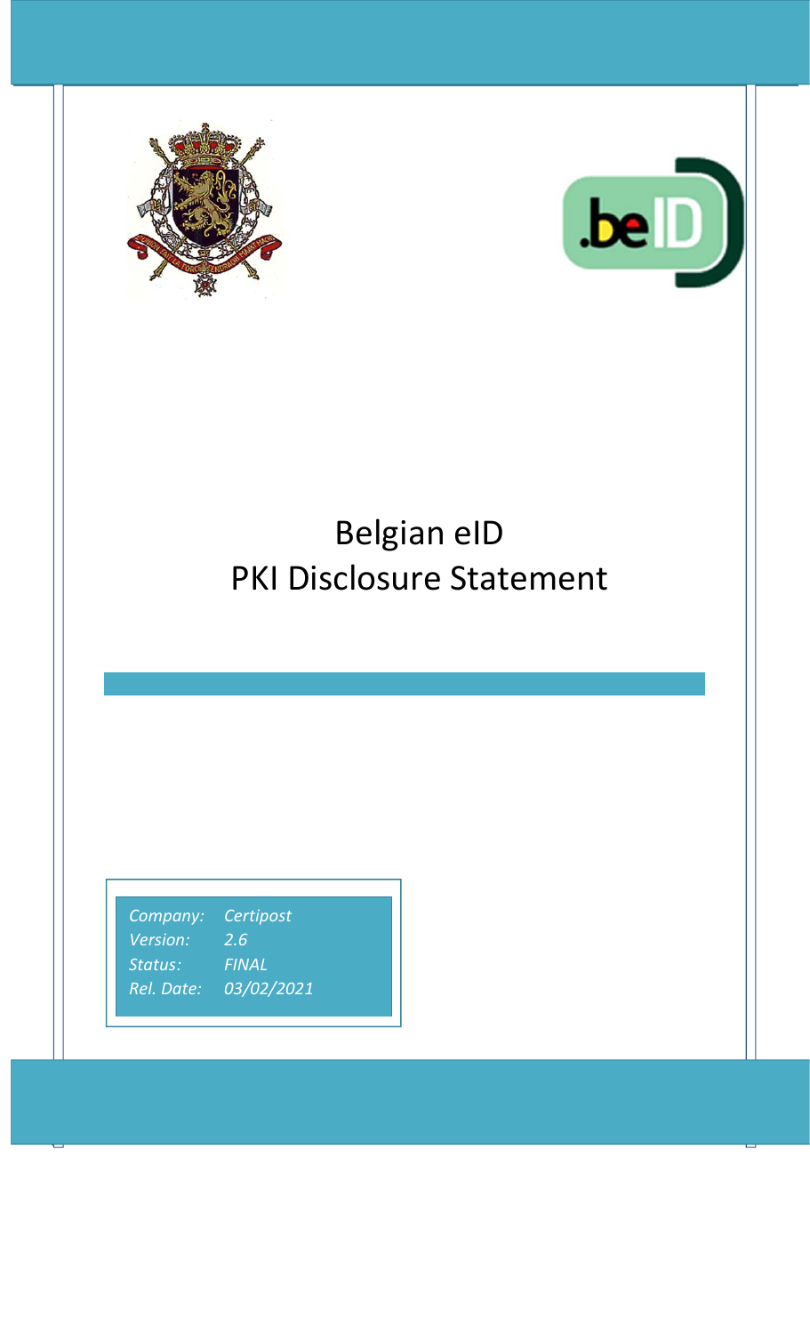# Belgian eID
# PKI Disclosure Statement

*Company:* *Certipost*
*Version:* *2.6*
*Status:* *FINAL*
*Rel. Date:* *03/02/2021*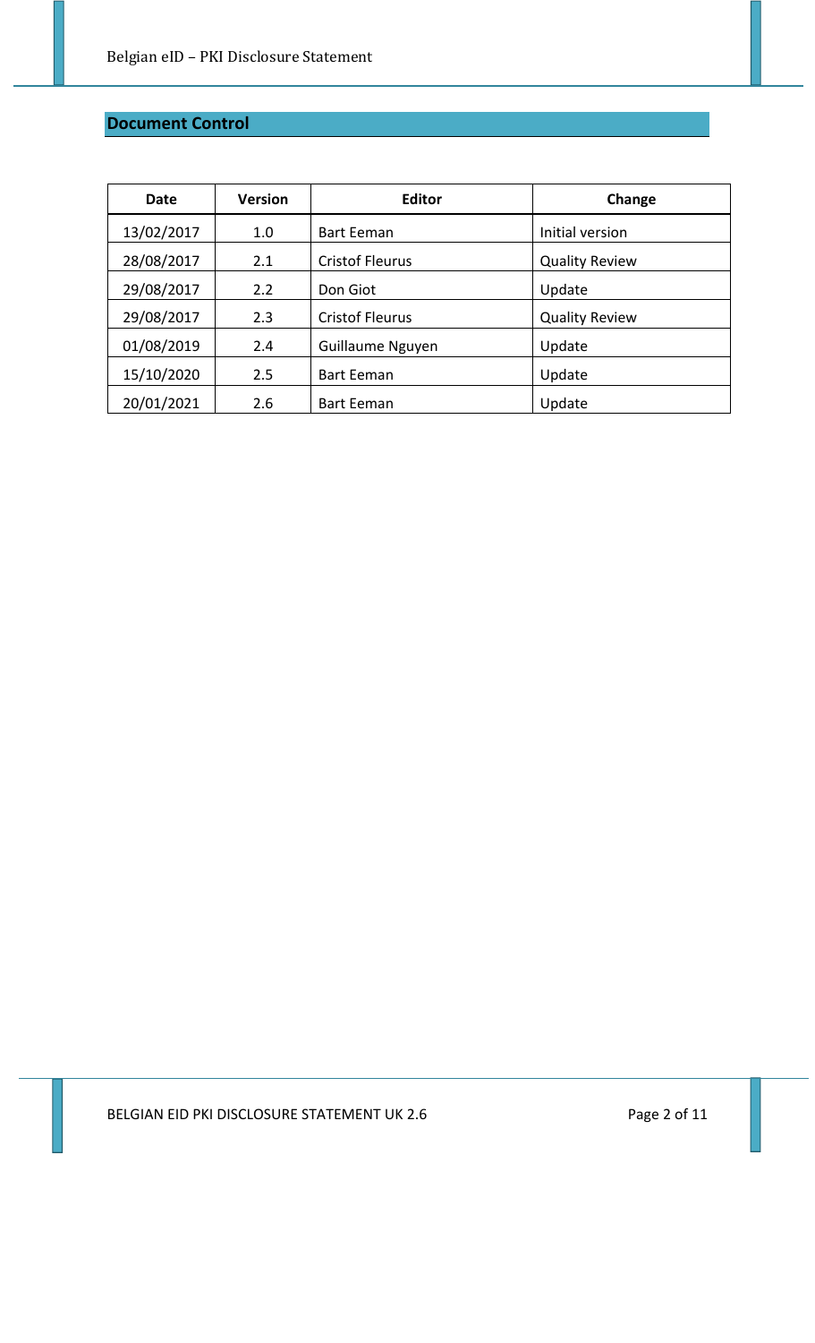## Document Control

| Date | Version | Editor | Change |
| --- | --- | --- | --- |
| 13/02/2017 | 1.0 | Bart Eeman | Initial version |
| 28/08/2017 | 2.1 | Cristof Fleurus | Quality Review |
| 29/08/2017 | 2.2 | Don Giot | Update |
| 29/08/2017 | 2.3 | Cristof Fleurus | Quality Review |
| 01/08/2019 | 2.4 | Guillaume Nguyen | Update |
| 15/10/2020 | 2.5 | Bart Eeman | Update |
| 20/01/2021 | 2.6 | Bart Eeman | Update |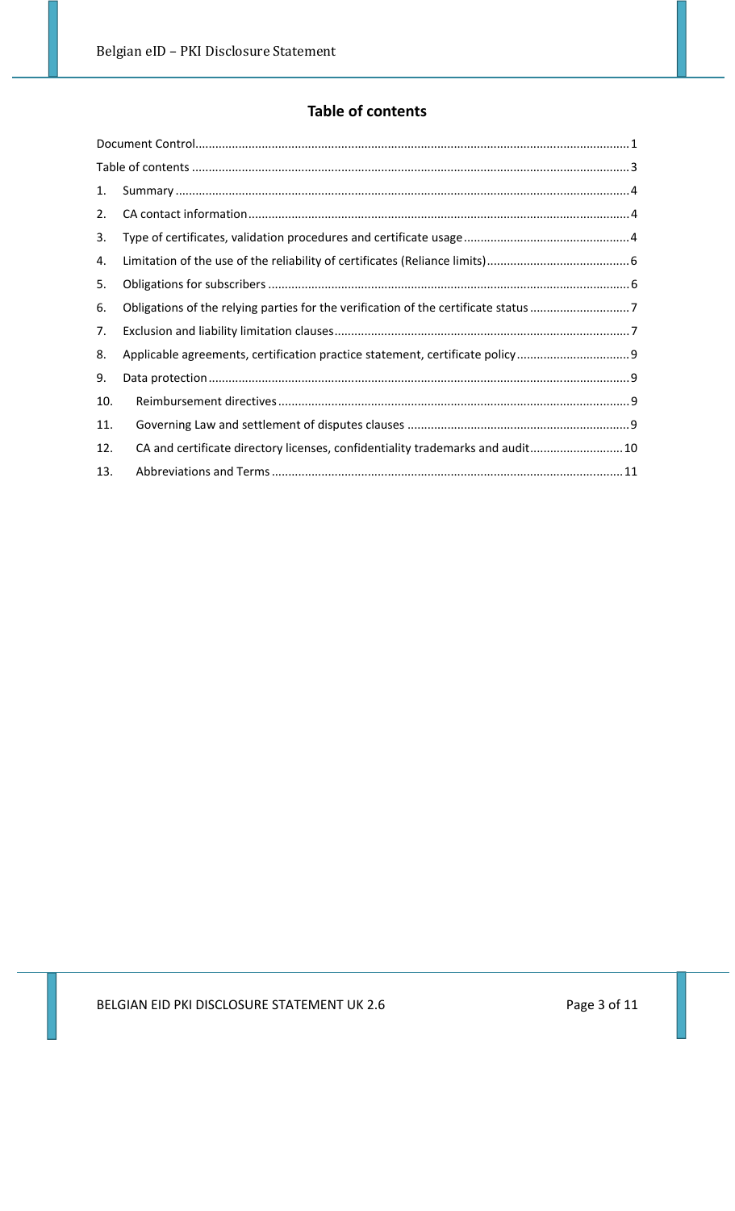# Table of contents

Document Control....1

Table of contents....3

1. Summary....4
2. CA contact information....4
3. Type of certificates, validation procedures and certificate usage....4
4. Limitation of the use of the reliability of certificates (Reliance limits)....6
5. Obligations for subscribers....6
6. Obligations of the relying parties for the verification of the certificate status....7
7. Exclusion and liability limitation clauses....7
8. Applicable agreements, certification practice statement, certificate policy....9
9. Data protection....9
10. Reimbursement directives....9
11. Governing Law and settlement of disputes clauses....9
12. CA and certificate directory licenses, confidentiality trademarks and audit....10
13. Abbreviations and Terms....11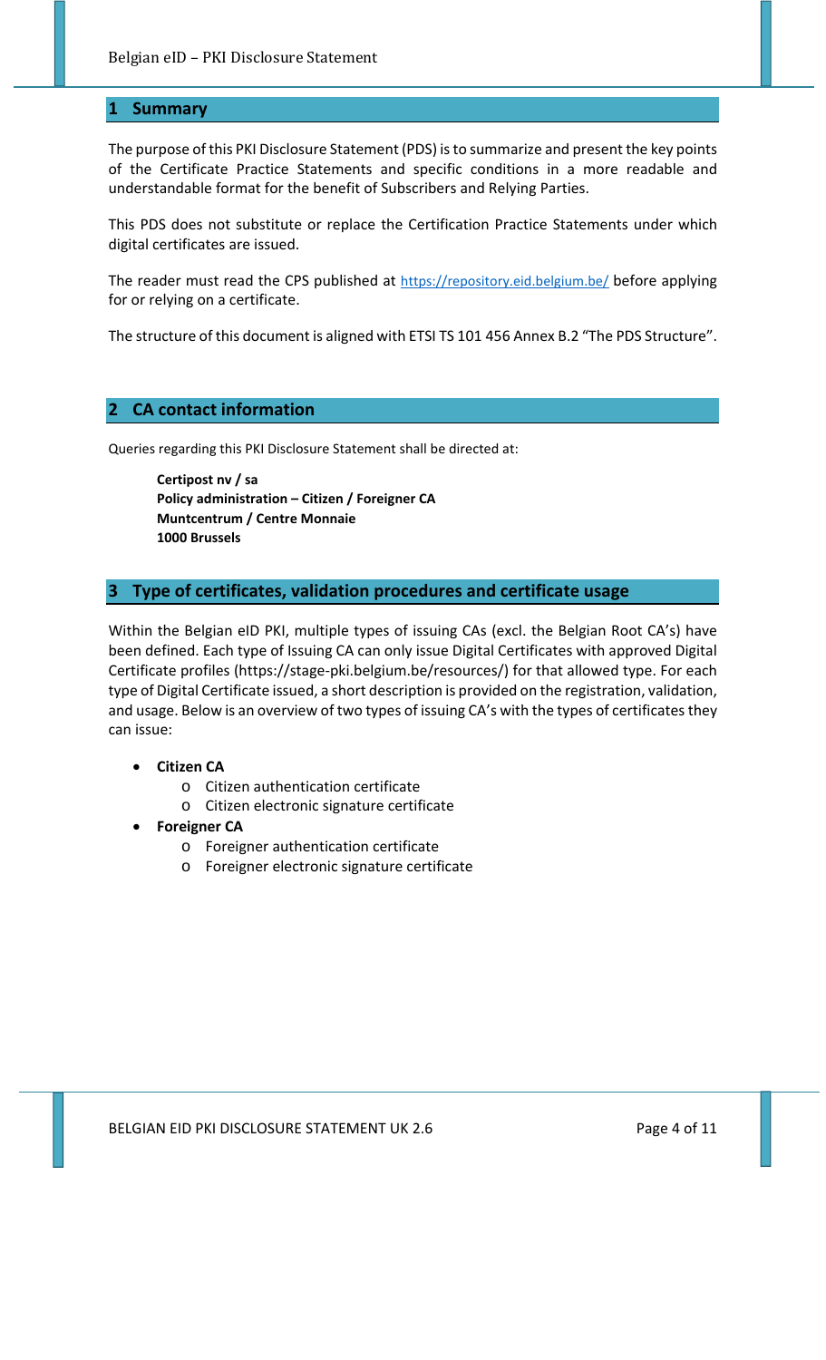# 1 Summary

The purpose of this PKI Disclosure Statement (PDS) is to summarize and present the key points of the Certificate Practice Statements and specific conditions in a more readable and understandable format for the benefit of Subscribers and Relying Parties.

This PDS does not substitute or replace the Certification Practice Statements under which digital certificates are issued.

The reader must read the CPS published at https://repository.eid.belgium.be/ before applying for or relying on a certificate.

The structure of this document is aligned with ETSI TS 101 456 Annex B.2 "The PDS Structure".

# 2 CA contact information

Queries regarding this PKI Disclosure Statement shall be directed at:

> **Certipost nv / sa**
> **Policy administration – Citizen / Foreigner CA**
> **Muntcentrum / Centre Monnaie**
> **1000 Brussels**

# 3 Type of certificates, validation procedures and certificate usage

Within the Belgian eID PKI, multiple types of issuing CAs (excl. the Belgian Root CA's) have been defined. Each type of Issuing CA can only issue Digital Certificates with approved Digital Certificate profiles (https://stage-pki.belgium.be/resources/) for that allowed type. For each type of Digital Certificate issued, a short description is provided on the registration, validation, and usage. Below is an overview of two types of issuing CA's with the types of certificates they can issue:

- **Citizen CA**
  - Citizen authentication certificate
  - Citizen electronic signature certificate
- **Foreigner CA**
  - Foreigner authentication certificate
  - Foreigner electronic signature certificate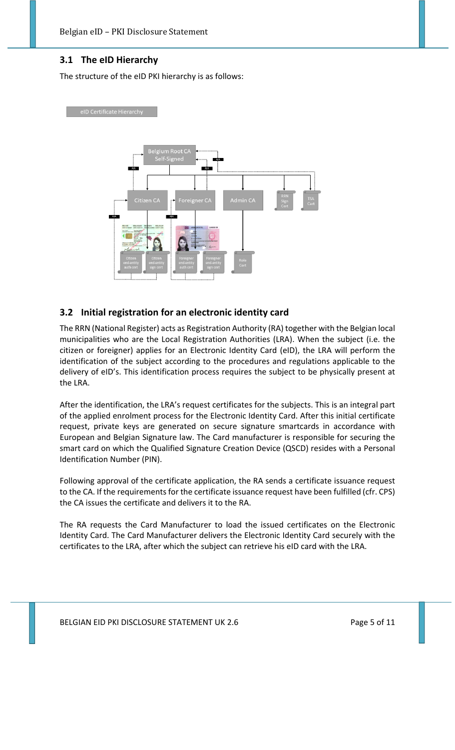## 3.1 The eID Hierarchy

The structure of the eID PKI hierarchy is as follows:

## 3.2 Initial registration for an electronic identity card

The RRN (National Register) acts as Registration Authority (RA) together with the Belgian local municipalities who are the Local Registration Authorities (LRA). When the subject (i.e. the citizen or foreigner) applies for an Electronic Identity Card (eID), the LRA will perform the identification of the subject according to the procedures and regulations applicable to the delivery of eID's. This identification process requires the subject to be physically present at the LRA.

After the identification, the LRA's request certificates for the subjects. This is an integral part of the applied enrolment process for the Electronic Identity Card. After this initial certificate request, private keys are generated on secure signature smartcards in accordance with European and Belgian Signature law. The Card manufacturer is responsible for securing the smart card on which the Qualified Signature Creation Device (QSCD) resides with a Personal Identification Number (PIN).

Following approval of the certificate application, the RA sends a certificate issuance request to the CA. If the requirements for the certificate issuance request have been fulfilled (cfr. CPS) the CA issues the certificate and delivers it to the RA.

The RA requests the Card Manufacturer to load the issued certificates on the Electronic Identity Card. The Card Manufacturer delivers the Electronic Identity Card securely with the certificates to the LRA, after which the subject can retrieve his eID card with the LRA.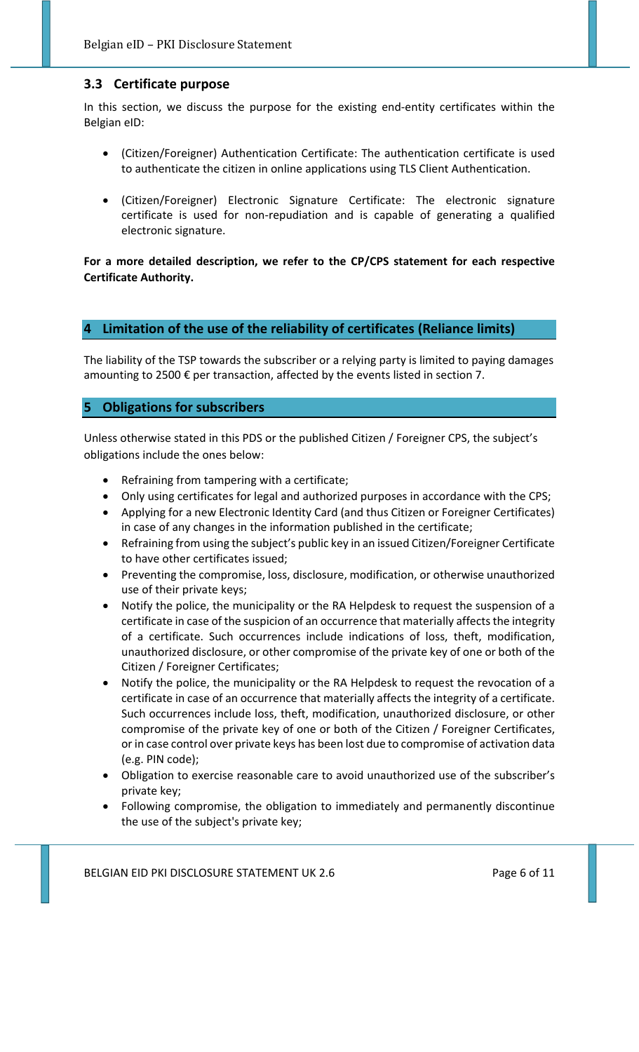### 3.3 Certificate purpose

In this section, we discuss the purpose for the existing end-entity certificates within the Belgian eID:

- (Citizen/Foreigner) Authentication Certificate: The authentication certificate is used to authenticate the citizen in online applications using TLS Client Authentication.

- (Citizen/Foreigner) Electronic Signature Certificate: The electronic signature certificate is used for non-repudiation and is capable of generating a qualified electronic signature.

**For a more detailed description, we refer to the CP/CPS statement for each respective Certificate Authority.**

## 4 Limitation of the use of the reliability of certificates (Reliance limits)

The liability of the TSP towards the subscriber or a relying party is limited to paying damages amounting to 2500 € per transaction, affected by the events listed in section 7.

## 5 Obligations for subscribers

Unless otherwise stated in this PDS or the published Citizen / Foreigner CPS, the subject's obligations include the ones below:

- Refraining from tampering with a certificate;
- Only using certificates for legal and authorized purposes in accordance with the CPS;
- Applying for a new Electronic Identity Card (and thus Citizen or Foreigner Certificates) in case of any changes in the information published in the certificate;
- Refraining from using the subject's public key in an issued Citizen/Foreigner Certificate to have other certificates issued;
- Preventing the compromise, loss, disclosure, modification, or otherwise unauthorized use of their private keys;
- Notify the police, the municipality or the RA Helpdesk to request the suspension of a certificate in case of the suspicion of an occurrence that materially affects the integrity of a certificate. Such occurrences include indications of loss, theft, modification, unauthorized disclosure, or other compromise of the private key of one or both of the Citizen / Foreigner Certificates;
- Notify the police, the municipality or the RA Helpdesk to request the revocation of a certificate in case of an occurrence that materially affects the integrity of a certificate. Such occurrences include loss, theft, modification, unauthorized disclosure, or other compromise of the private key of one or both of the Citizen / Foreigner Certificates, or in case control over private keys has been lost due to compromise of activation data (e.g. PIN code);
- Obligation to exercise reasonable care to avoid unauthorized use of the subscriber's private key;
- Following compromise, the obligation to immediately and permanently discontinue the use of the subject's private key;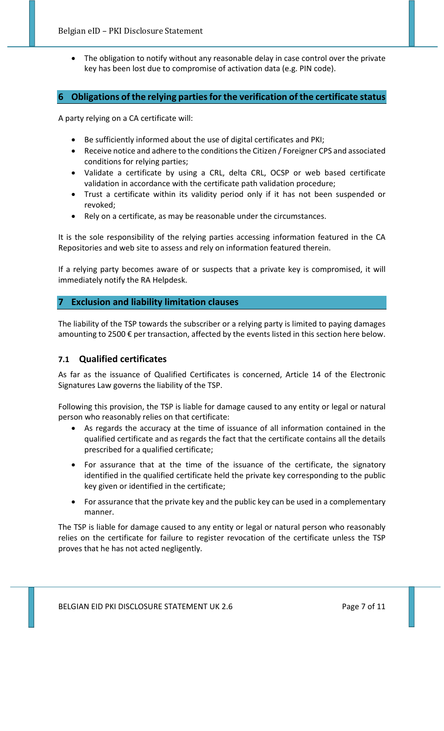- The obligation to notify without any reasonable delay in case control over the private key has been lost due to compromise of activation data (e.g. PIN code).

## 6 Obligations of the relying parties for the verification of the certificate status

A party relying on a CA certificate will:

- Be sufficiently informed about the use of digital certificates and PKI;
- Receive notice and adhere to the conditions the Citizen / Foreigner CPS and associated conditions for relying parties;
- Validate a certificate by using a CRL, delta CRL, OCSP or web based certificate validation in accordance with the certificate path validation procedure;
- Trust a certificate within its validity period only if it has not been suspended or revoked;
- Rely on a certificate, as may be reasonable under the circumstances.

It is the sole responsibility of the relying parties accessing information featured in the CA Repositories and web site to assess and rely on information featured therein.

If a relying party becomes aware of or suspects that a private key is compromised, it will immediately notify the RA Helpdesk.

## 7 Exclusion and liability limitation clauses

The liability of the TSP towards the subscriber or a relying party is limited to paying damages amounting to 2500 € per transaction, affected by the events listed in this section here below.

### 7.1 Qualified certificates

As far as the issuance of Qualified Certificates is concerned, Article 14 of the Electronic Signatures Law governs the liability of the TSP.

Following this provision, the TSP is liable for damage caused to any entity or legal or natural person who reasonably relies on that certificate:

- As regards the accuracy at the time of issuance of all information contained in the qualified certificate and as regards the fact that the certificate contains all the details prescribed for a qualified certificate;
- For assurance that at the time of the issuance of the certificate, the signatory identified in the qualified certificate held the private key corresponding to the public key given or identified in the certificate;
- For assurance that the private key and the public key can be used in a complementary manner.

The TSP is liable for damage caused to any entity or legal or natural person who reasonably relies on the certificate for failure to register revocation of the certificate unless the TSP proves that he has not acted negligently.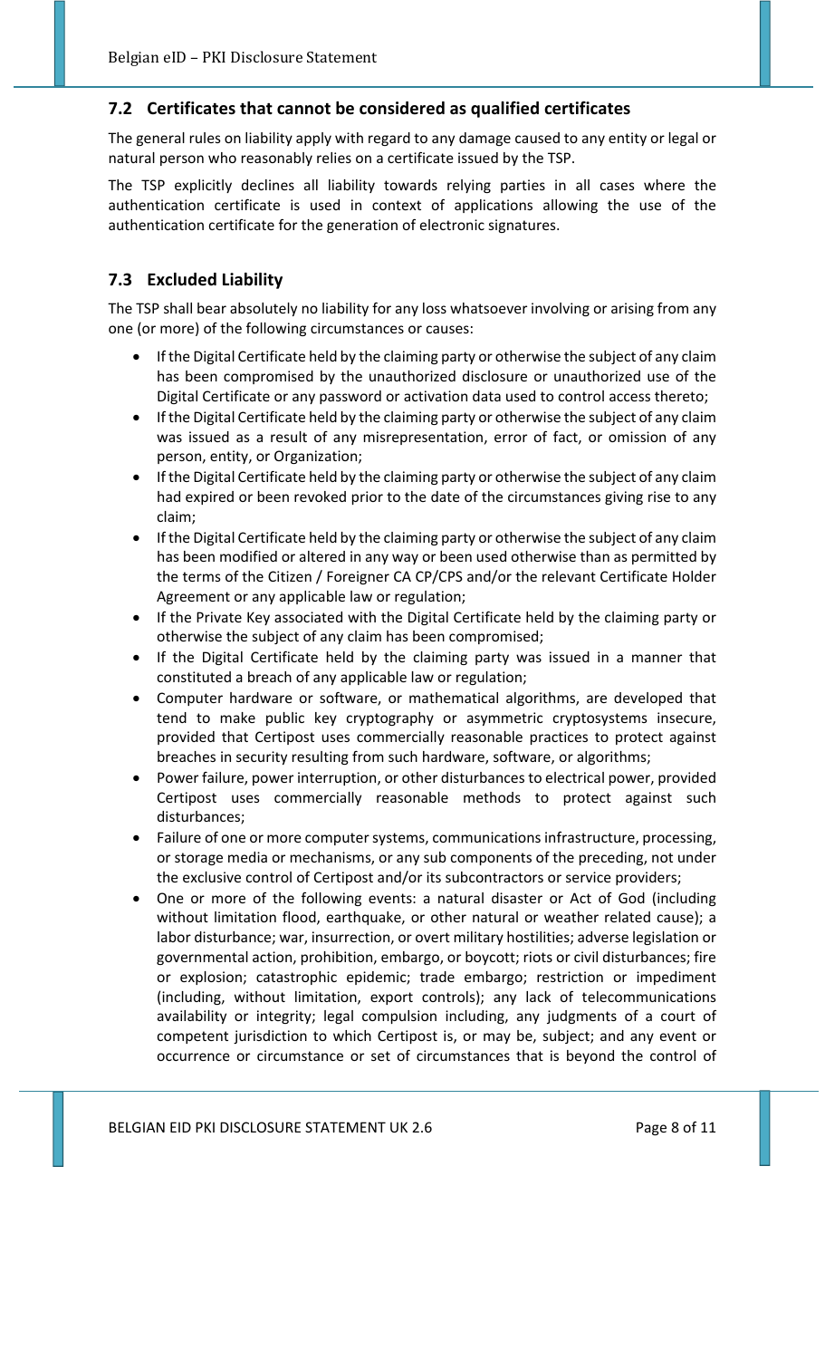## 7.2 Certificates that cannot be considered as qualified certificates

The general rules on liability apply with regard to any damage caused to any entity or legal or natural person who reasonably relies on a certificate issued by the TSP.

The TSP explicitly declines all liability towards relying parties in all cases where the authentication certificate is used in context of applications allowing the use of the authentication certificate for the generation of electronic signatures.

## 7.3 Excluded Liability

The TSP shall bear absolutely no liability for any loss whatsoever involving or arising from any one (or more) of the following circumstances or causes:

- If the Digital Certificate held by the claiming party or otherwise the subject of any claim has been compromised by the unauthorized disclosure or unauthorized use of the Digital Certificate or any password or activation data used to control access thereto;
- If the Digital Certificate held by the claiming party or otherwise the subject of any claim was issued as a result of any misrepresentation, error of fact, or omission of any person, entity, or Organization;
- If the Digital Certificate held by the claiming party or otherwise the subject of any claim had expired or been revoked prior to the date of the circumstances giving rise to any claim;
- If the Digital Certificate held by the claiming party or otherwise the subject of any claim has been modified or altered in any way or been used otherwise than as permitted by the terms of the Citizen / Foreigner CA CP/CPS and/or the relevant Certificate Holder Agreement or any applicable law or regulation;
- If the Private Key associated with the Digital Certificate held by the claiming party or otherwise the subject of any claim has been compromised;
- If the Digital Certificate held by the claiming party was issued in a manner that constituted a breach of any applicable law or regulation;
- Computer hardware or software, or mathematical algorithms, are developed that tend to make public key cryptography or asymmetric cryptosystems insecure, provided that Certipost uses commercially reasonable practices to protect against breaches in security resulting from such hardware, software, or algorithms;
- Power failure, power interruption, or other disturbances to electrical power, provided Certipost uses commercially reasonable methods to protect against such disturbances;
- Failure of one or more computer systems, communications infrastructure, processing, or storage media or mechanisms, or any sub components of the preceding, not under the exclusive control of Certipost and/or its subcontractors or service providers;
- One or more of the following events: a natural disaster or Act of God (including without limitation flood, earthquake, or other natural or weather related cause); a labor disturbance; war, insurrection, or overt military hostilities; adverse legislation or governmental action, prohibition, embargo, or boycott; riots or civil disturbances; fire or explosion; catastrophic epidemic; trade embargo; restriction or impediment (including, without limitation, export controls); any lack of telecommunications availability or integrity; legal compulsion including, any judgments of a court of competent jurisdiction to which Certipost is, or may be, subject; and any event or occurrence or circumstance or set of circumstances that is beyond the control of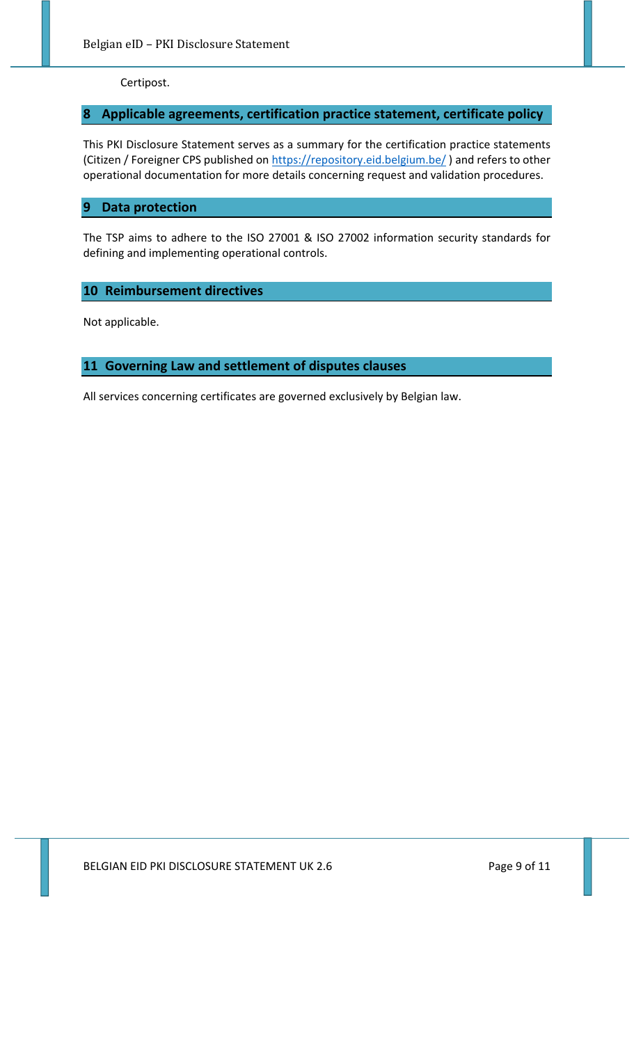Certipost.

## 8 Applicable agreements, certification practice statement, certificate policy

This PKI Disclosure Statement serves as a summary for the certification practice statements (Citizen / Foreigner CPS published on [https://repository.eid.belgium.be/](https://repository.eid.belgium.be/) ) and refers to other operational documentation for more details concerning request and validation procedures.

## 9 Data protection

The TSP aims to adhere to the ISO 27001 & ISO 27002 information security standards for defining and implementing operational controls.

## 10 Reimbursement directives

Not applicable.

## 11 Governing Law and settlement of disputes clauses

All services concerning certificates are governed exclusively by Belgian law.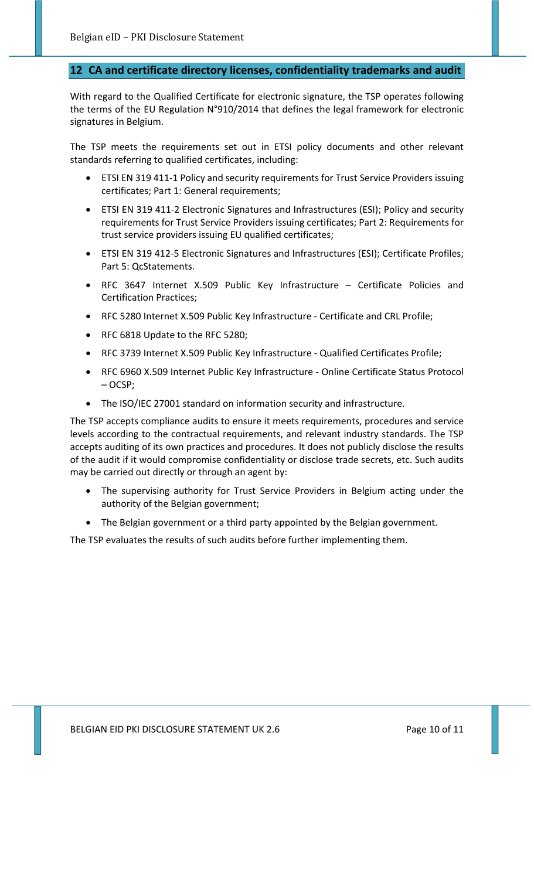## 12 CA and certificate directory licenses, confidentiality trademarks and audit

With regard to the Qualified Certificate for electronic signature, the TSP operates following the terms of the EU Regulation N°910/2014 that defines the legal framework for electronic signatures in Belgium.

The TSP meets the requirements set out in ETSI policy documents and other relevant standards referring to qualified certificates, including:

- ETSI EN 319 411-1 Policy and security requirements for Trust Service Providers issuing certificates; Part 1: General requirements;
- ETSI EN 319 411-2 Electronic Signatures and Infrastructures (ESI); Policy and security requirements for Trust Service Providers issuing certificates; Part 2: Requirements for trust service providers issuing EU qualified certificates;
- ETSI EN 319 412-5 Electronic Signatures and Infrastructures (ESI); Certificate Profiles; Part 5: QcStatements.
- RFC 3647 Internet X.509 Public Key Infrastructure – Certificate Policies and Certification Practices;
- RFC 5280 Internet X.509 Public Key Infrastructure - Certificate and CRL Profile;
- RFC 6818 Update to the RFC 5280;
- RFC 3739 Internet X.509 Public Key Infrastructure - Qualified Certificates Profile;
- RFC 6960 X.509 Internet Public Key Infrastructure - Online Certificate Status Protocol – OCSP;
- The ISO/IEC 27001 standard on information security and infrastructure.

The TSP accepts compliance audits to ensure it meets requirements, procedures and service levels according to the contractual requirements, and relevant industry standards. The TSP accepts auditing of its own practices and procedures. It does not publicly disclose the results of the audit if it would compromise confidentiality or disclose trade secrets, etc. Such audits may be carried out directly or through an agent by:

- The supervising authority for Trust Service Providers in Belgium acting under the authority of the Belgian government;
- The Belgian government or a third party appointed by the Belgian government.

The TSP evaluates the results of such audits before further implementing them.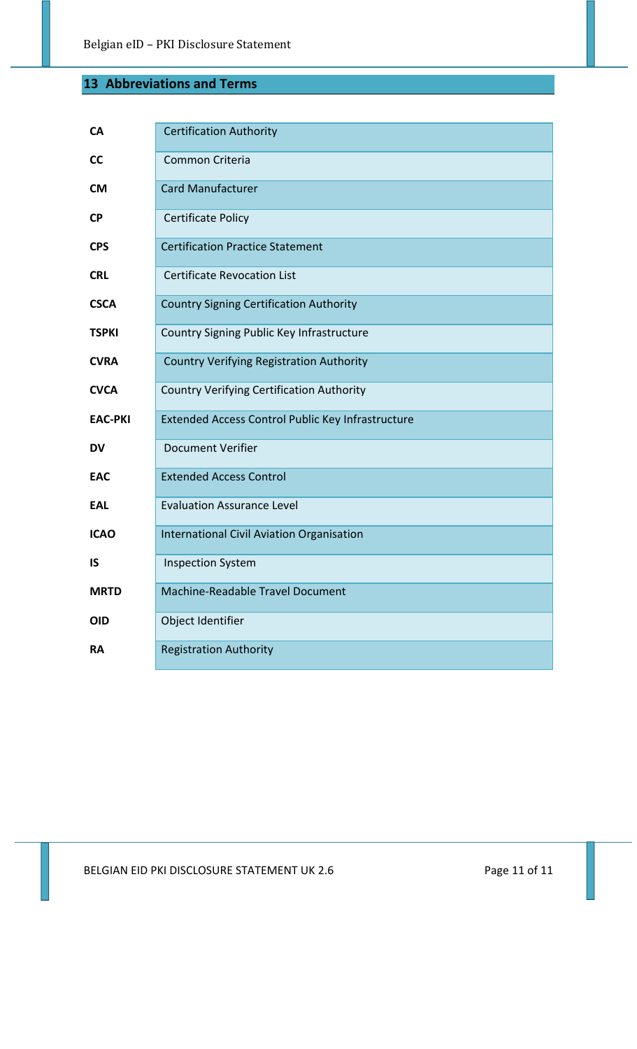## 13 Abbreviations and Terms

| | |
|---|---|
| **CA** | Certification Authority |
| **CC** | Common Criteria |
| **CM** | Card Manufacturer |
| **CP** | Certificate Policy |
| **CPS** | Certification Practice Statement |
| **CRL** | Certificate Revocation List |
| **CSCA** | Country Signing Certification Authority |
| **TSPKI** | Country Signing Public Key Infrastructure |
| **CVRA** | Country Verifying Registration Authority |
| **CVCA** | Country Verifying Certification Authority |
| **EAC-PKI** | Extended Access Control Public Key Infrastructure |
| **DV** | Document Verifier |
| **EAC** | Extended Access Control |
| **EAL** | Evaluation Assurance Level |
| **ICAO** | International Civil Aviation Organisation |
| **IS** | Inspection System |
| **MRTD** | Machine-Readable Travel Document |
| **OID** | Object Identifier |
| **RA** | Registration Authority |